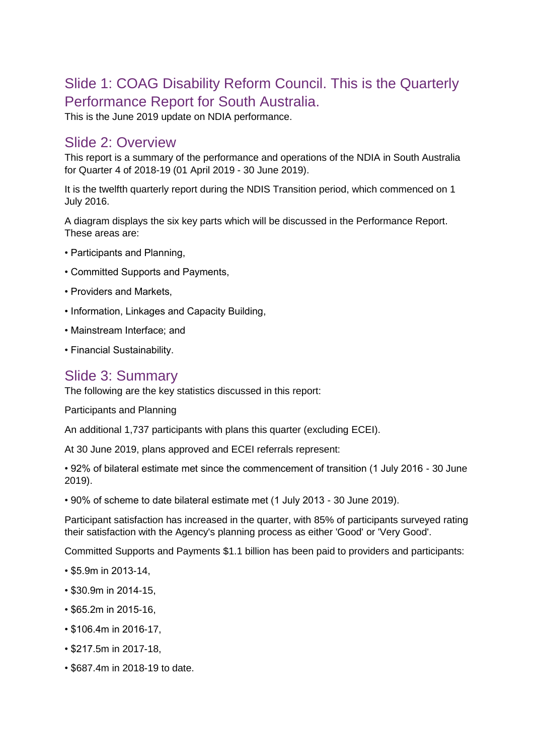## Slide 1: COAG Disability Reform Council. This is the Quarterly Performance Report for South Australia.

This is the June 2019 update on NDIA performance.

## Slide 2: Overview

This report is a summary of the performance and operations of the NDIA in South Australia for Quarter 4 of 2018-19 (01 April 2019 - 30 June 2019).

It is the twelfth quarterly report during the NDIS Transition period, which commenced on 1 July 2016.

A diagram displays the six key parts which will be discussed in the Performance Report. These areas are:

- Participants and Planning,
- Committed Supports and Payments,
- Providers and Markets,
- Information, Linkages and Capacity Building,
- Mainstream Interface; and
- Financial Sustainability.

## Slide 3: Summary

The following are the key statistics discussed in this report:

Participants and Planning

An additional 1,737 participants with plans this quarter (excluding ECEI).

At 30 June 2019, plans approved and ECEI referrals represent:

- 92% of bilateral estimate met since the commencement of transition (1 July 2016 - 30 June 2019).
- 90% of scheme to date bilateral estimate met (1 July 2013 - 30 June 2019).

Participant satisfaction has increased in the quarter, with 85% of participants surveyed rating their satisfaction with the Agency's planning process as either 'Good' or 'Very Good'.

Committed Supports and Payments $1.1 billion has been paid to providers and participants:

- $5.9m in 2013-14,
- $30.9m in 2014-15,
- $65.2m in 2015-16,
- $106.4m in 2016-17,
- $217.5m in 2017-18,
- $687.4m in 2018-19 to date.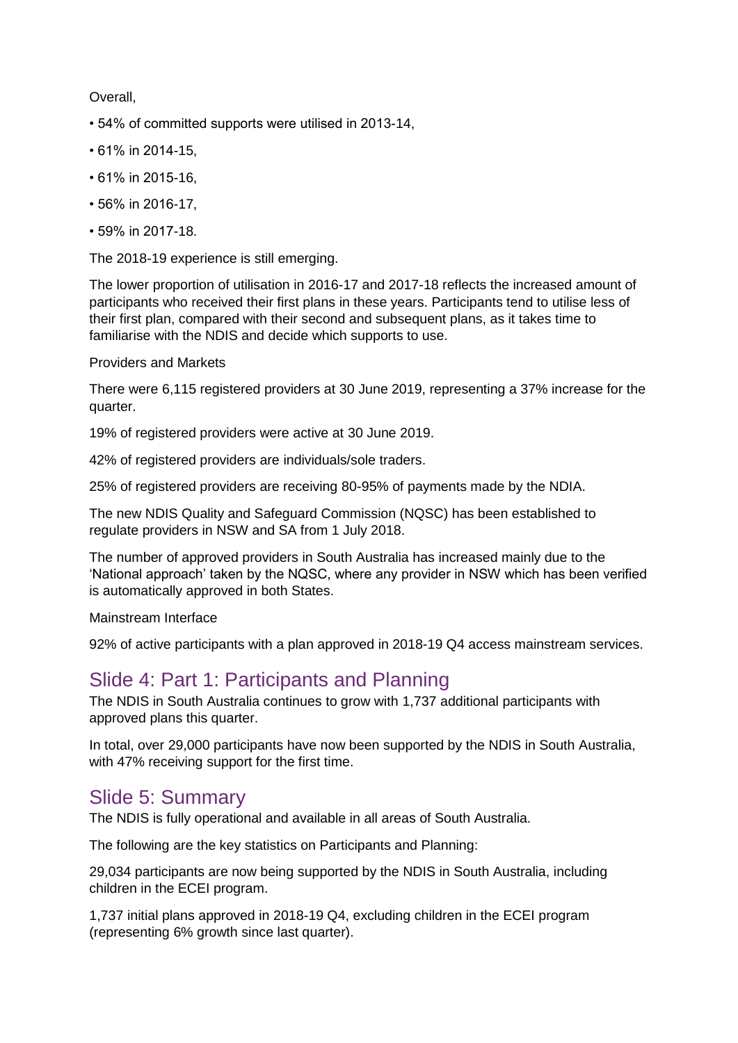Overall,

- 54% of committed supports were utilised in 2013-14,
- 61% in 2014-15,
- 61% in 2015-16,
- 56% in 2016-17,
- 59% in 2017-18.

The 2018-19 experience is still emerging.

The lower proportion of utilisation in 2016-17 and 2017-18 reflects the increased amount of participants who received their first plans in these years. Participants tend to utilise less of their first plan, compared with their second and subsequent plans, as it takes time to familiarise with the NDIS and decide which supports to use.

Providers and Markets

There were 6,115 registered providers at 30 June 2019, representing a 37% increase for the quarter.

19% of registered providers were active at 30 June 2019.

42% of registered providers are individuals/sole traders.

25% of registered providers are receiving 80-95% of payments made by the NDIA.

The new NDIS Quality and Safeguard Commission (NQSC) has been established to regulate providers in NSW and SA from 1 July 2018.

The number of approved providers in South Australia has increased mainly due to the 'National approach' taken by the NQSC, where any provider in NSW which has been verified is automatically approved in both States.

Mainstream Interface

92% of active participants with a plan approved in 2018-19 Q4 access mainstream services.

## Slide 4: Part 1: Participants and Planning

The NDIS in South Australia continues to grow with 1,737 additional participants with approved plans this quarter.

In total, over 29,000 participants have now been supported by the NDIS in South Australia, with 47% receiving support for the first time.

## Slide 5: Summary

The NDIS is fully operational and available in all areas of South Australia.

The following are the key statistics on Participants and Planning:

29,034 participants are now being supported by the NDIS in South Australia, including children in the ECEI program.

1,737 initial plans approved in 2018-19 Q4, excluding children in the ECEI program (representing 6% growth since last quarter).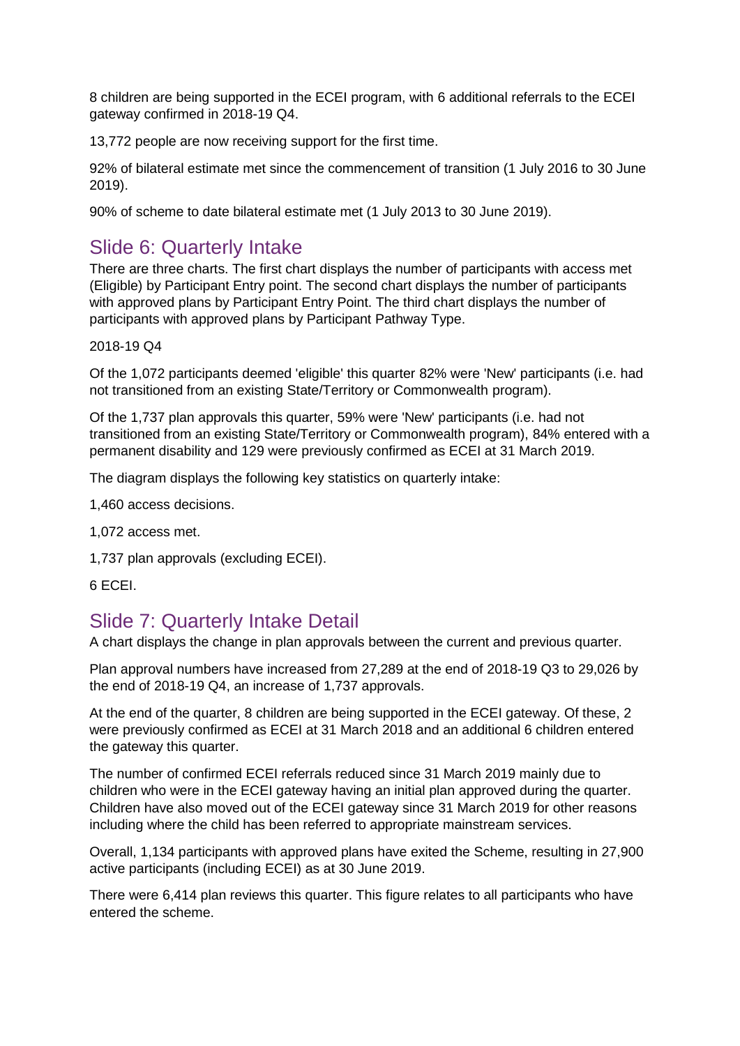8 children are being supported in the ECEI program, with 6 additional referrals to the ECEI gateway confirmed in 2018-19 Q4.

13,772 people are now receiving support for the first time.

92% of bilateral estimate met since the commencement of transition (1 July 2016 to 30 June 2019).

90% of scheme to date bilateral estimate met (1 July 2013 to 30 June 2019).

## Slide 6: Quarterly Intake

There are three charts. The first chart displays the number of participants with access met (Eligible) by Participant Entry point. The second chart displays the number of participants with approved plans by Participant Entry Point. The third chart displays the number of participants with approved plans by Participant Pathway Type.

2018-19 Q4

Of the 1,072 participants deemed 'eligible' this quarter 82% were 'New' participants (i.e. had not transitioned from an existing State/Territory or Commonwealth program).

Of the 1,737 plan approvals this quarter, 59% were 'New' participants (i.e. had not transitioned from an existing State/Territory or Commonwealth program), 84% entered with a permanent disability and 129 were previously confirmed as ECEI at 31 March 2019.

The diagram displays the following key statistics on quarterly intake:

1,460 access decisions.

1,072 access met.

1,737 plan approvals (excluding ECEI).

6 ECEI.

## Slide 7: Quarterly Intake Detail

A chart displays the change in plan approvals between the current and previous quarter.

Plan approval numbers have increased from 27,289 at the end of 2018-19 Q3 to 29,026 by the end of 2018-19 Q4, an increase of 1,737 approvals.

At the end of the quarter, 8 children are being supported in the ECEI gateway. Of these, 2 were previously confirmed as ECEI at 31 March 2018 and an additional 6 children entered the gateway this quarter.

The number of confirmed ECEI referrals reduced since 31 March 2019 mainly due to children who were in the ECEI gateway having an initial plan approved during the quarter. Children have also moved out of the ECEI gateway since 31 March 2019 for other reasons including where the child has been referred to appropriate mainstream services.

Overall, 1,134 participants with approved plans have exited the Scheme, resulting in 27,900 active participants (including ECEI) as at 30 June 2019.

There were 6,414 plan reviews this quarter. This figure relates to all participants who have entered the scheme.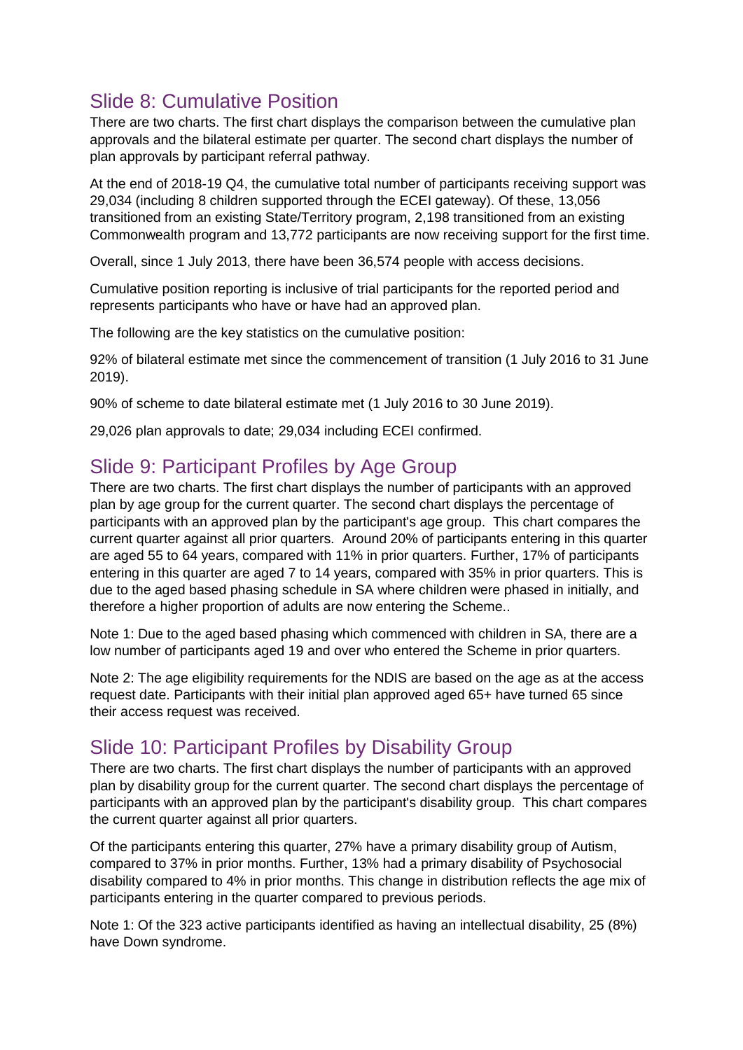## Slide 8: Cumulative Position

There are two charts. The first chart displays the comparison between the cumulative plan approvals and the bilateral estimate per quarter. The second chart displays the number of plan approvals by participant referral pathway.

At the end of 2018-19 Q4, the cumulative total number of participants receiving support was 29,034 (including 8 children supported through the ECEI gateway). Of these, 13,056 transitioned from an existing State/Territory program, 2,198 transitioned from an existing Commonwealth program and 13,772 participants are now receiving support for the first time.

Overall, since 1 July 2013, there have been 36,574 people with access decisions.

Cumulative position reporting is inclusive of trial participants for the reported period and represents participants who have or have had an approved plan.

The following are the key statistics on the cumulative position:

92% of bilateral estimate met since the commencement of transition (1 July 2016 to 31 June 2019).

90% of scheme to date bilateral estimate met (1 July 2016 to 30 June 2019).

29,026 plan approvals to date; 29,034 including ECEI confirmed.

## Slide 9: Participant Profiles by Age Group

There are two charts. The first chart displays the number of participants with an approved plan by age group for the current quarter. The second chart displays the percentage of participants with an approved plan by the participant's age group. This chart compares the current quarter against all prior quarters. Around 20% of participants entering in this quarter are aged 55 to 64 years, compared with 11% in prior quarters. Further, 17% of participants entering in this quarter are aged 7 to 14 years, compared with 35% in prior quarters. This is due to the aged based phasing schedule in SA where children were phased in initially, and therefore a higher proportion of adults are now entering the Scheme..

Note 1: Due to the aged based phasing which commenced with children in SA, there are a low number of participants aged 19 and over who entered the Scheme in prior quarters.

Note 2: The age eligibility requirements for the NDIS are based on the age as at the access request date. Participants with their initial plan approved aged 65+ have turned 65 since their access request was received.

## Slide 10: Participant Profiles by Disability Group

There are two charts. The first chart displays the number of participants with an approved plan by disability group for the current quarter. The second chart displays the percentage of participants with an approved plan by the participant's disability group. This chart compares the current quarter against all prior quarters.

Of the participants entering this quarter, 27% have a primary disability group of Autism, compared to 37% in prior months. Further, 13% had a primary disability of Psychosocial disability compared to 4% in prior months. This change in distribution reflects the age mix of participants entering in the quarter compared to previous periods.

Note 1: Of the 323 active participants identified as having an intellectual disability, 25 (8%) have Down syndrome.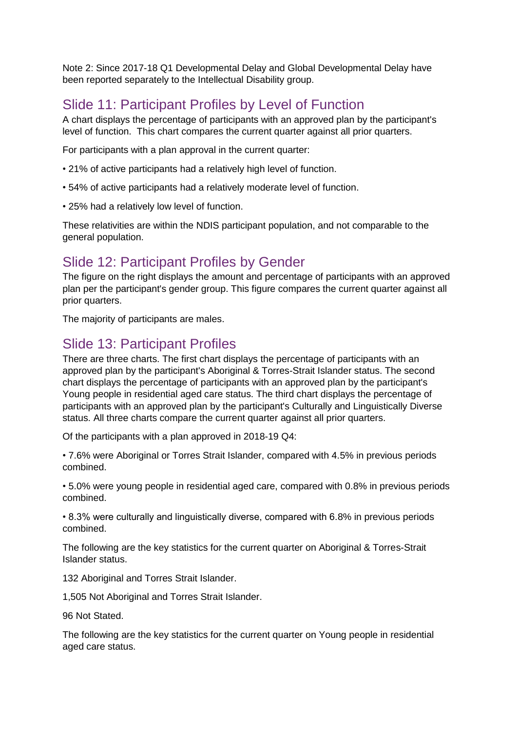Note 2: Since 2017-18 Q1 Developmental Delay and Global Developmental Delay have been reported separately to the Intellectual Disability group.

## Slide 11: Participant Profiles by Level of Function

A chart displays the percentage of participants with an approved plan by the participant's level of function. This chart compares the current quarter against all prior quarters.

For participants with a plan approval in the current quarter:

• 21% of active participants had a relatively high level of function.

• 54% of active participants had a relatively moderate level of function.

• 25% had a relatively low level of function.

These relativities are within the NDIS participant population, and not comparable to the general population.

## Slide 12: Participant Profiles by Gender

The figure on the right displays the amount and percentage of participants with an approved plan per the participant's gender group. This figure compares the current quarter against all prior quarters.

The majority of participants are males.

## Slide 13: Participant Profiles

There are three charts. The first chart displays the percentage of participants with an approved plan by the participant's Aboriginal & Torres-Strait Islander status. The second chart displays the percentage of participants with an approved plan by the participant's Young people in residential aged care status. The third chart displays the percentage of participants with an approved plan by the participant's Culturally and Linguistically Diverse status. All three charts compare the current quarter against all prior quarters.

Of the participants with a plan approved in 2018-19 Q4:

• 7.6% were Aboriginal or Torres Strait Islander, compared with 4.5% in previous periods combined.

• 5.0% were young people in residential aged care, compared with 0.8% in previous periods combined.

• 8.3% were culturally and linguistically diverse, compared with 6.8% in previous periods combined.

The following are the key statistics for the current quarter on Aboriginal & Torres-Strait Islander status.

132 Aboriginal and Torres Strait Islander.

1,505 Not Aboriginal and Torres Strait Islander.

96 Not Stated.

The following are the key statistics for the current quarter on Young people in residential aged care status.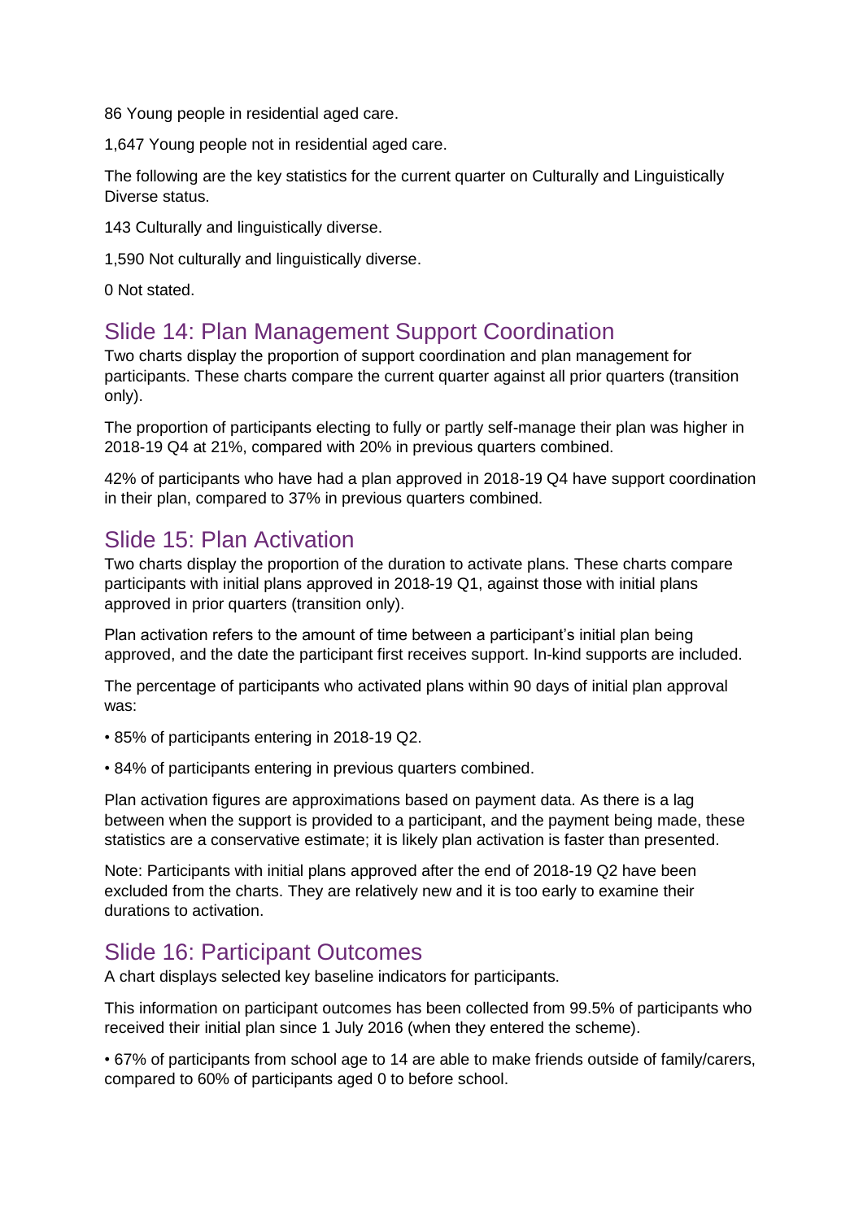86 Young people in residential aged care.

1,647 Young people not in residential aged care.

The following are the key statistics for the current quarter on Culturally and Linguistically Diverse status.

143 Culturally and linguistically diverse.

1,590 Not culturally and linguistically diverse.

0 Not stated.

## Slide 14: Plan Management Support Coordination

Two charts display the proportion of support coordination and plan management for participants. These charts compare the current quarter against all prior quarters (transition only).

The proportion of participants electing to fully or partly self-manage their plan was higher in 2018-19 Q4 at 21%, compared with 20% in previous quarters combined.

42% of participants who have had a plan approved in 2018-19 Q4 have support coordination in their plan, compared to 37% in previous quarters combined.

## Slide 15: Plan Activation

Two charts display the proportion of the duration to activate plans. These charts compare participants with initial plans approved in 2018-19 Q1, against those with initial plans approved in prior quarters (transition only).

Plan activation refers to the amount of time between a participant's initial plan being approved, and the date the participant first receives support. In-kind supports are included.

The percentage of participants who activated plans within 90 days of initial plan approval was:

- 85% of participants entering in 2018-19 Q2.
- 84% of participants entering in previous quarters combined.

Plan activation figures are approximations based on payment data. As there is a lag between when the support is provided to a participant, and the payment being made, these statistics are a conservative estimate; it is likely plan activation is faster than presented.

Note: Participants with initial plans approved after the end of 2018-19 Q2 have been excluded from the charts. They are relatively new and it is too early to examine their durations to activation.

## Slide 16: Participant Outcomes

A chart displays selected key baseline indicators for participants.

This information on participant outcomes has been collected from 99.5% of participants who received their initial plan since 1 July 2016 (when they entered the scheme).

- 67% of participants from school age to 14 are able to make friends outside of family/carers, compared to 60% of participants aged 0 to before school.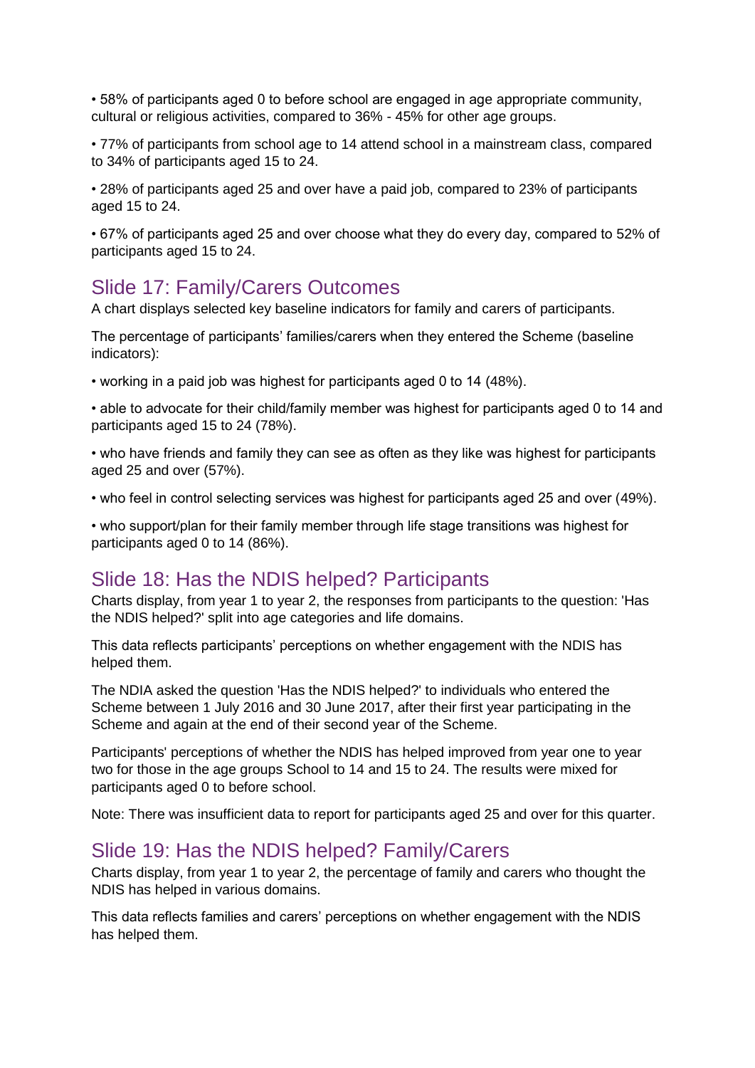- 58% of participants aged 0 to before school are engaged in age appropriate community, cultural or religious activities, compared to 36% - 45% for other age groups.
- 77% of participants from school age to 14 attend school in a mainstream class, compared to 34% of participants aged 15 to 24.
- 28% of participants aged 25 and over have a paid job, compared to 23% of participants aged 15 to 24.
- 67% of participants aged 25 and over choose what they do every day, compared to 52% of participants aged 15 to 24.

## Slide 17: Family/Carers Outcomes

A chart displays selected key baseline indicators for family and carers of participants.

The percentage of participants' families/carers when they entered the Scheme (baseline indicators):

- working in a paid job was highest for participants aged 0 to 14 (48%).
- able to advocate for their child/family member was highest for participants aged 0 to 14 and participants aged 15 to 24 (78%).
- who have friends and family they can see as often as they like was highest for participants aged 25 and over (57%).
- who feel in control selecting services was highest for participants aged 25 and over (49%).
- who support/plan for their family member through life stage transitions was highest for participants aged 0 to 14 (86%).

## Slide 18: Has the NDIS helped? Participants

Charts display, from year 1 to year 2, the responses from participants to the question: 'Has the NDIS helped?' split into age categories and life domains.

This data reflects participants' perceptions on whether engagement with the NDIS has helped them.

The NDIA asked the question 'Has the NDIS helped?' to individuals who entered the Scheme between 1 July 2016 and 30 June 2017, after their first year participating in the Scheme and again at the end of their second year of the Scheme.

Participants' perceptions of whether the NDIS has helped improved from year one to year two for those in the age groups School to 14 and 15 to 24. The results were mixed for participants aged 0 to before school.

Note: There was insufficient data to report for participants aged 25 and over for this quarter.

## Slide 19: Has the NDIS helped? Family/Carers

Charts display, from year 1 to year 2, the percentage of family and carers who thought the NDIS has helped in various domains.

This data reflects families and carers' perceptions on whether engagement with the NDIS has helped them.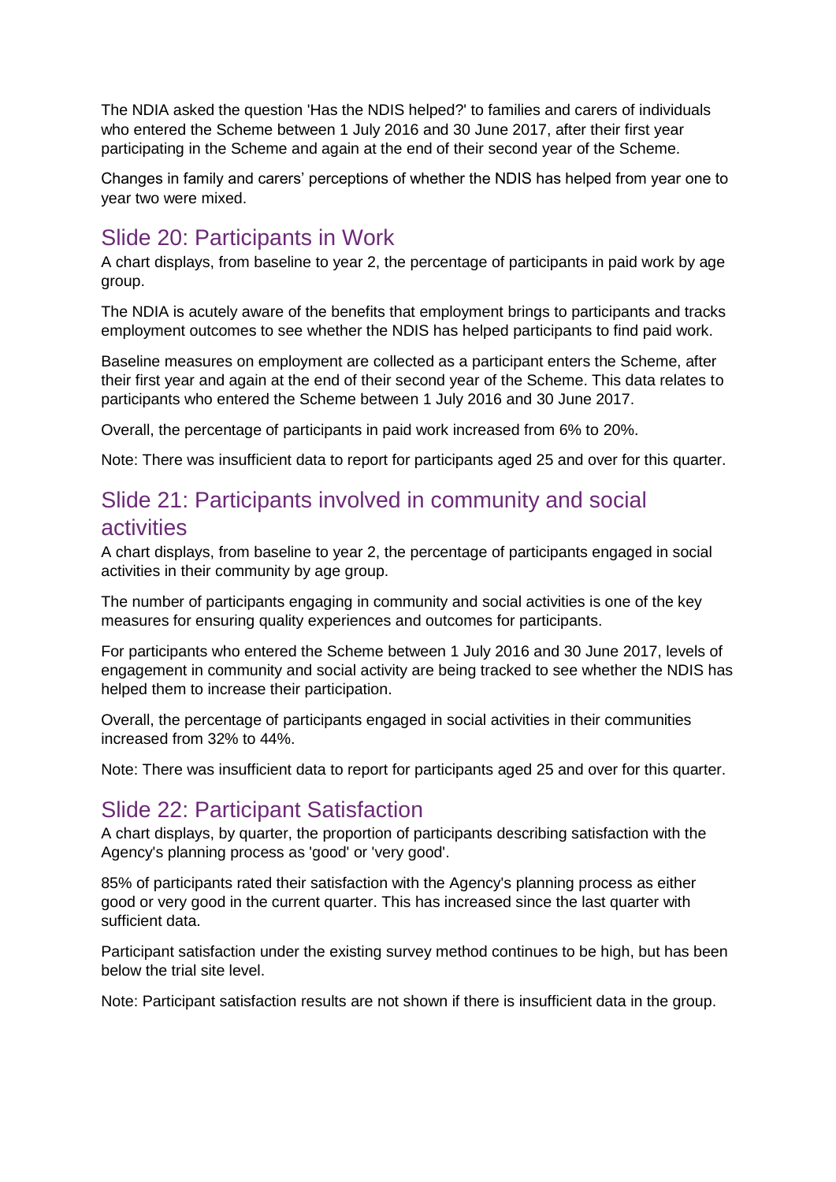The NDIA asked the question 'Has the NDIS helped?' to families and carers of individuals who entered the Scheme between 1 July 2016 and 30 June 2017, after their first year participating in the Scheme and again at the end of their second year of the Scheme.

Changes in family and carers' perceptions of whether the NDIS has helped from year one to year two were mixed.

## Slide 20: Participants in Work

A chart displays, from baseline to year 2, the percentage of participants in paid work by age group.

The NDIA is acutely aware of the benefits that employment brings to participants and tracks employment outcomes to see whether the NDIS has helped participants to find paid work.

Baseline measures on employment are collected as a participant enters the Scheme, after their first year and again at the end of their second year of the Scheme. This data relates to participants who entered the Scheme between 1 July 2016 and 30 June 2017.

Overall, the percentage of participants in paid work increased from 6% to 20%.

Note: There was insufficient data to report for participants aged 25 and over for this quarter.

## Slide 21: Participants involved in community and social activities

A chart displays, from baseline to year 2, the percentage of participants engaged in social activities in their community by age group.

The number of participants engaging in community and social activities is one of the key measures for ensuring quality experiences and outcomes for participants.

For participants who entered the Scheme between 1 July 2016 and 30 June 2017, levels of engagement in community and social activity are being tracked to see whether the NDIS has helped them to increase their participation.

Overall, the percentage of participants engaged in social activities in their communities increased from 32% to 44%.

Note: There was insufficient data to report for participants aged 25 and over for this quarter.

## Slide 22: Participant Satisfaction

A chart displays, by quarter, the proportion of participants describing satisfaction with the Agency's planning process as 'good' or 'very good'.

85% of participants rated their satisfaction with the Agency's planning process as either good or very good in the current quarter. This has increased since the last quarter with sufficient data.

Participant satisfaction under the existing survey method continues to be high, but has been below the trial site level.

Note: Participant satisfaction results are not shown if there is insufficient data in the group.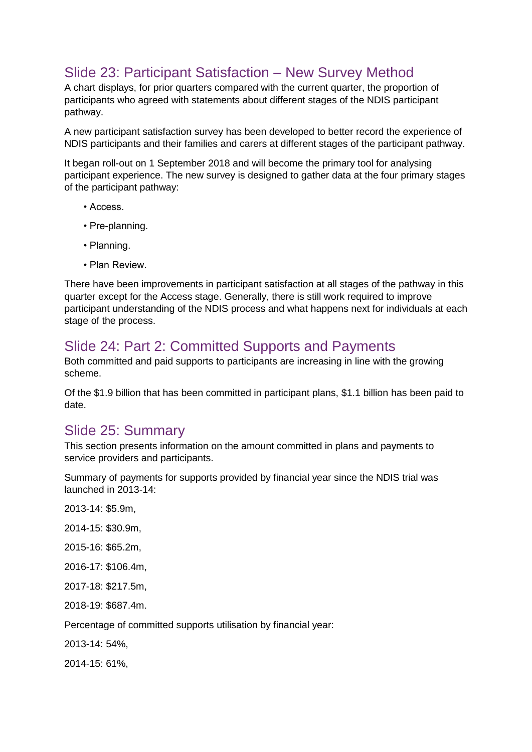## Slide 23: Participant Satisfaction – New Survey Method

A chart displays, for prior quarters compared with the current quarter, the proportion of participants who agreed with statements about different stages of the NDIS participant pathway.

A new participant satisfaction survey has been developed to better record the experience of NDIS participants and their families and carers at different stages of the participant pathway.

It began roll-out on 1 September 2018 and will become the primary tool for analysing participant experience. The new survey is designed to gather data at the four primary stages of the participant pathway:

- Access.
- Pre-planning.
- Planning.
- Plan Review.

There have been improvements in participant satisfaction at all stages of the pathway in this quarter except for the Access stage. Generally, there is still work required to improve participant understanding of the NDIS process and what happens next for individuals at each stage of the process.

## Slide 24: Part 2: Committed Supports and Payments

Both committed and paid supports to participants are increasing in line with the growing scheme.

Of the $1.9 billion that has been committed in participant plans, $1.1 billion has been paid to date.

## Slide 25: Summary

This section presents information on the amount committed in plans and payments to service providers and participants.

Summary of payments for supports provided by financial year since the NDIS trial was launched in 2013-14:

2013-14: $5.9m,

2014-15: $30.9m,

2015-16: $65.2m,

2016-17: $106.4m,

2017-18: $217.5m,

2018-19: $687.4m.

Percentage of committed supports utilisation by financial year:

2013-14: 54%,

2014-15: 61%,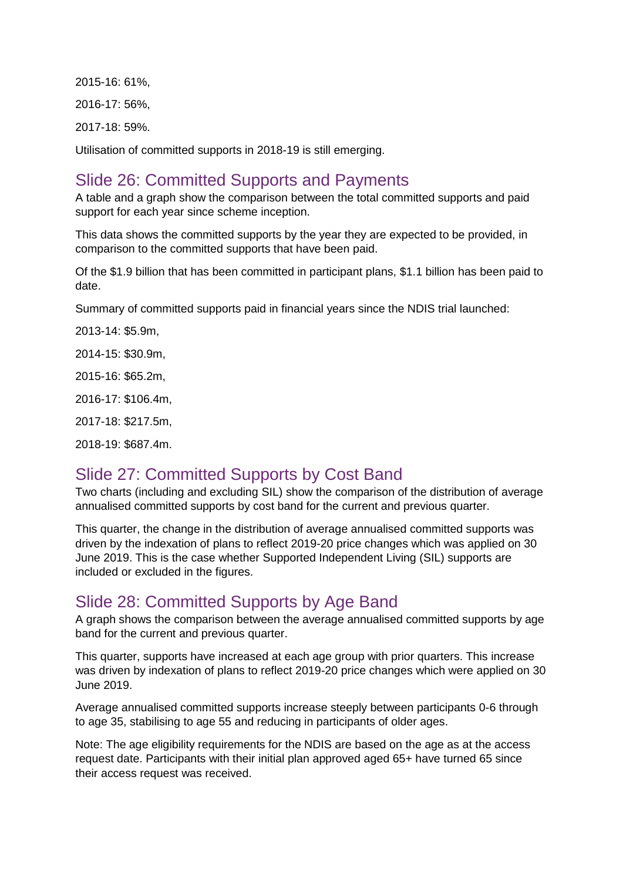2015-16: 61%,

2016-17: 56%,

2017-18: 59%.

Utilisation of committed supports in 2018-19 is still emerging.

## Slide 26: Committed Supports and Payments

A table and a graph show the comparison between the total committed supports and paid support for each year since scheme inception.

This data shows the committed supports by the year they are expected to be provided, in comparison to the committed supports that have been paid.

Of the $1.9 billion that has been committed in participant plans, $1.1 billion has been paid to date.

Summary of committed supports paid in financial years since the NDIS trial launched:

2013-14: $5.9m,

2014-15: $30.9m,

2015-16: $65.2m,

2016-17: $106.4m,

2017-18: $217.5m,

2018-19: $687.4m.

## Slide 27: Committed Supports by Cost Band

Two charts (including and excluding SIL) show the comparison of the distribution of average annualised committed supports by cost band for the current and previous quarter.

This quarter, the change in the distribution of average annualised committed supports was driven by the indexation of plans to reflect 2019-20 price changes which was applied on 30 June 2019. This is the case whether Supported Independent Living (SIL) supports are included or excluded in the figures.

## Slide 28: Committed Supports by Age Band

A graph shows the comparison between the average annualised committed supports by age band for the current and previous quarter.

This quarter, supports have increased at each age group with prior quarters. This increase was driven by indexation of plans to reflect 2019-20 price changes which were applied on 30 June 2019.

Average annualised committed supports increase steeply between participants 0-6 through to age 35, stabilising to age 55 and reducing in participants of older ages.

Note: The age eligibility requirements for the NDIS are based on the age as at the access request date. Participants with their initial plan approved aged 65+ have turned 65 since their access request was received.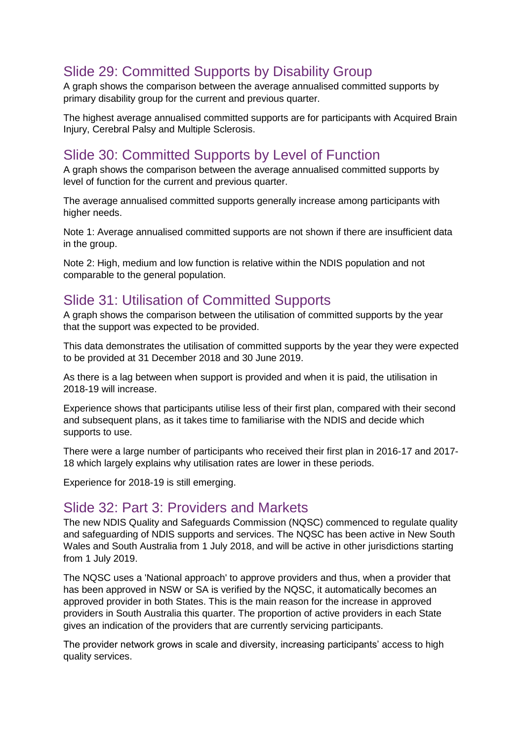## Slide 29: Committed Supports by Disability Group

A graph shows the comparison between the average annualised committed supports by primary disability group for the current and previous quarter.

The highest average annualised committed supports are for participants with Acquired Brain Injury, Cerebral Palsy and Multiple Sclerosis.

## Slide 30: Committed Supports by Level of Function

A graph shows the comparison between the average annualised committed supports by level of function for the current and previous quarter.

The average annualised committed supports generally increase among participants with higher needs.

Note 1: Average annualised committed supports are not shown if there are insufficient data in the group.

Note 2: High, medium and low function is relative within the NDIS population and not comparable to the general population.

## Slide 31: Utilisation of Committed Supports

A graph shows the comparison between the utilisation of committed supports by the year that the support was expected to be provided.

This data demonstrates the utilisation of committed supports by the year they were expected to be provided at 31 December 2018 and 30 June 2019.

As there is a lag between when support is provided and when it is paid, the utilisation in 2018-19 will increase.

Experience shows that participants utilise less of their first plan, compared with their second and subsequent plans, as it takes time to familiarise with the NDIS and decide which supports to use.

There were a large number of participants who received their first plan in 2016-17 and 2017-18 which largely explains why utilisation rates are lower in these periods.

Experience for 2018-19 is still emerging.

## Slide 32: Part 3: Providers and Markets

The new NDIS Quality and Safeguards Commission (NQSC) commenced to regulate quality and safeguarding of NDIS supports and services. The NQSC has been active in New South Wales and South Australia from 1 July 2018, and will be active in other jurisdictions starting from 1 July 2019.

The NQSC uses a 'National approach' to approve providers and thus, when a provider that has been approved in NSW or SA is verified by the NQSC, it automatically becomes an approved provider in both States. This is the main reason for the increase in approved providers in South Australia this quarter. The proportion of active providers in each State gives an indication of the providers that are currently servicing participants.

The provider network grows in scale and diversity, increasing participants' access to high quality services.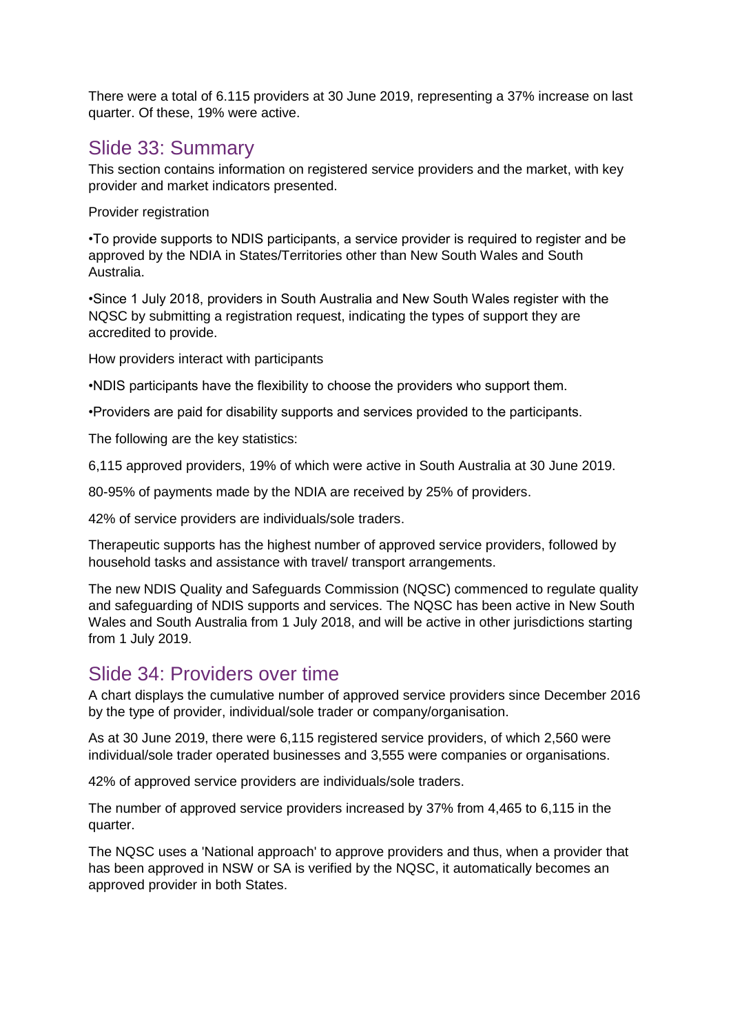There were a total of 6.115 providers at 30 June 2019, representing a 37% increase on last quarter. Of these, 19% were active.

## Slide 33: Summary

This section contains information on registered service providers and the market, with key provider and market indicators presented.

Provider registration

•To provide supports to NDIS participants, a service provider is required to register and be approved by the NDIA in States/Territories other than New South Wales and South Australia.

•Since 1 July 2018, providers in South Australia and New South Wales register with the NQSC by submitting a registration request, indicating the types of support they are accredited to provide.

How providers interact with participants

•NDIS participants have the flexibility to choose the providers who support them.

•Providers are paid for disability supports and services provided to the participants.

The following are the key statistics:

6,115 approved providers, 19% of which were active in South Australia at 30 June 2019.

80-95% of payments made by the NDIA are received by 25% of providers.

42% of service providers are individuals/sole traders.

Therapeutic supports has the highest number of approved service providers, followed by household tasks and assistance with travel/ transport arrangements.

The new NDIS Quality and Safeguards Commission (NQSC) commenced to regulate quality and safeguarding of NDIS supports and services. The NQSC has been active in New South Wales and South Australia from 1 July 2018, and will be active in other jurisdictions starting from 1 July 2019.

## Slide 34: Providers over time

A chart displays the cumulative number of approved service providers since December 2016 by the type of provider, individual/sole trader or company/organisation.

As at 30 June 2019, there were 6,115 registered service providers, of which 2,560 were individual/sole trader operated businesses and 3,555 were companies or organisations.

42% of approved service providers are individuals/sole traders.

The number of approved service providers increased by 37% from 4,465 to 6,115 in the quarter.

The NQSC uses a 'National approach' to approve providers and thus, when a provider that has been approved in NSW or SA is verified by the NQSC, it automatically becomes an approved provider in both States.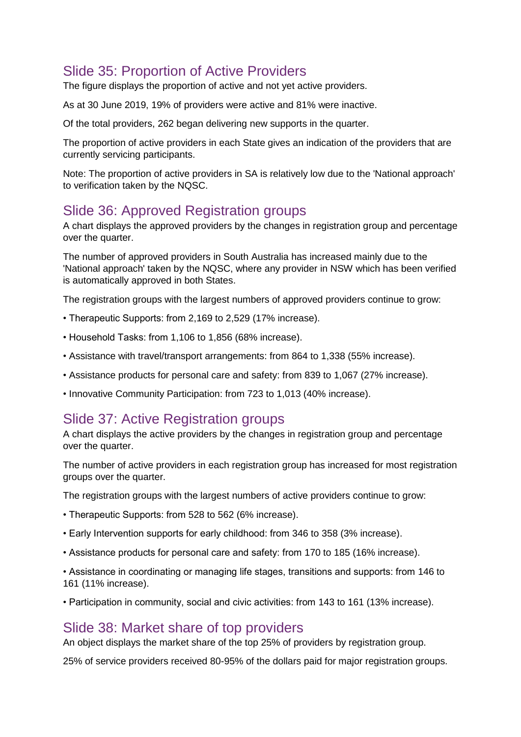## Slide 35: Proportion of Active Providers

The figure displays the proportion of active and not yet active providers.

As at 30 June 2019, 19% of providers were active and 81% were inactive.

Of the total providers, 262 began delivering new supports in the quarter.

The proportion of active providers in each State gives an indication of the providers that are currently servicing participants.

Note: The proportion of active providers in SA is relatively low due to the 'National approach' to verification taken by the NQSC.

## Slide 36: Approved Registration groups

A chart displays the approved providers by the changes in registration group and percentage over the quarter.

The number of approved providers in South Australia has increased mainly due to the 'National approach' taken by the NQSC, where any provider in NSW which has been verified is automatically approved in both States.

The registration groups with the largest numbers of approved providers continue to grow:

- Therapeutic Supports: from 2,169 to 2,529 (17% increase).
- Household Tasks: from 1,106 to 1,856 (68% increase).
- Assistance with travel/transport arrangements: from 864 to 1,338 (55% increase).
- Assistance products for personal care and safety: from 839 to 1,067 (27% increase).
- Innovative Community Participation: from 723 to 1,013 (40% increase).

## Slide 37: Active Registration groups

A chart displays the active providers by the changes in registration group and percentage over the quarter.

The number of active providers in each registration group has increased for most registration groups over the quarter.

The registration groups with the largest numbers of active providers continue to grow:

- Therapeutic Supports: from 528 to 562 (6% increase).
- Early Intervention supports for early childhood: from 346 to 358 (3% increase).
- Assistance products for personal care and safety: from 170 to 185 (16% increase).
- Assistance in coordinating or managing life stages, transitions and supports: from 146 to 161 (11% increase).
- Participation in community, social and civic activities: from 143 to 161 (13% increase).

## Slide 38: Market share of top providers

An object displays the market share of the top 25% of providers by registration group.

25% of service providers received 80-95% of the dollars paid for major registration groups.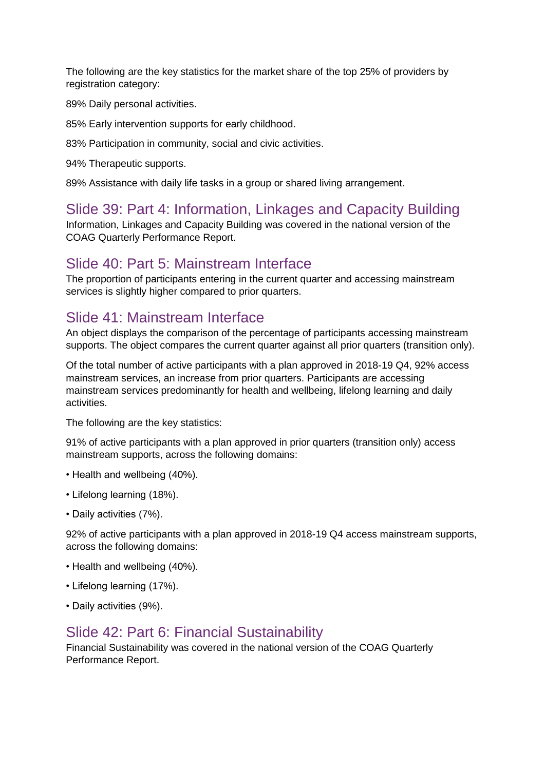The following are the key statistics for the market share of the top 25% of providers by registration category:

89% Daily personal activities.

85% Early intervention supports for early childhood.

83% Participation in community, social and civic activities.

94% Therapeutic supports.

89% Assistance with daily life tasks in a group or shared living arrangement.

## Slide 39: Part 4: Information, Linkages and Capacity Building

Information, Linkages and Capacity Building was covered in the national version of the COAG Quarterly Performance Report.

## Slide 40: Part 5: Mainstream Interface

The proportion of participants entering in the current quarter and accessing mainstream services is slightly higher compared to prior quarters.

## Slide 41: Mainstream Interface

An object displays the comparison of the percentage of participants accessing mainstream supports. The object compares the current quarter against all prior quarters (transition only).

Of the total number of active participants with a plan approved in 2018-19 Q4, 92% access mainstream services, an increase from prior quarters. Participants are accessing mainstream services predominantly for health and wellbeing, lifelong learning and daily activities.

The following are the key statistics:

91% of active participants with a plan approved in prior quarters (transition only) access mainstream supports, across the following domains:

- Health and wellbeing (40%).
- Lifelong learning (18%).
- Daily activities (7%).

92% of active participants with a plan approved in 2018-19 Q4 access mainstream supports, across the following domains:

- Health and wellbeing (40%).
- Lifelong learning (17%).
- Daily activities (9%).

## Slide 42: Part 6: Financial Sustainability

Financial Sustainability was covered in the national version of the COAG Quarterly Performance Report.